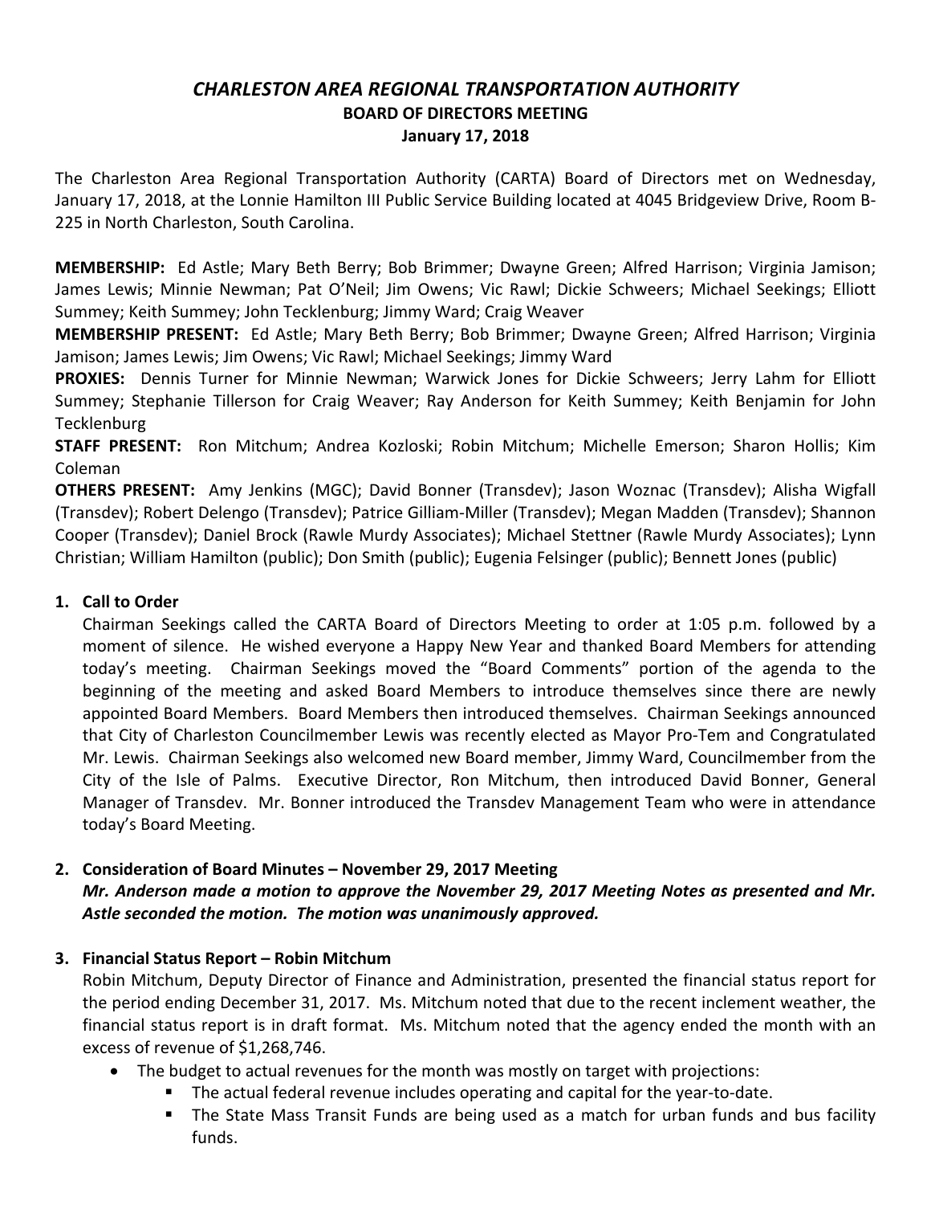# *CHARLESTON AREA REGIONAL TRANSPORTATION AUTHORITY*

## BOARD OF DIRECTORS MEETING

### January 17, 2018

The Charleston Area Regional Transportation Authority (CARTA) Board of Directors met on Wednesday, January 17, 2018, at the Lonnie Hamilton III Public Service Building located at 4045 Bridgeview Drive, Room B-225 in North Charleston, South Carolina.

**MEMBERSHIP:** Ed Astle; Mary Beth Berry; Bob Brimmer; Dwayne Green; Alfred Harrison; Virginia Jamison; James Lewis; Minnie Newman; Pat O'Neil; Jim Owens; Vic Rawl; Dickie Schweers; Michael Seekings; Elliott Summey; Keith Summey; John Tecklenburg; Jimmy Ward; Craig Weaver

**MEMBERSHIP PRESENT:** Ed Astle; Mary Beth Berry; Bob Brimmer; Dwayne Green; Alfred Harrison; Virginia Jamison; James Lewis; Jim Owens; Vic Rawl; Michael Seekings; Jimmy Ward

**PROXIES:** Dennis Turner for Minnie Newman; Warwick Jones for Dickie Schweers; Jerry Lahm for Elliott Summey; Stephanie Tillerson for Craig Weaver; Ray Anderson for Keith Summey; Keith Benjamin for John Tecklenburg

**STAFF PRESENT:** Ron Mitchum; Andrea Kozloski; Robin Mitchum; Michelle Emerson; Sharon Hollis; Kim Coleman

**OTHERS PRESENT:** Amy Jenkins (MGC); David Bonner (Transdev); Jason Woznac (Transdev); Alisha Wigfall (Transdev); Robert Delengo (Transdev); Patrice Gilliam-Miller (Transdev); Megan Madden (Transdev); Shannon Cooper (Transdev); Daniel Brock (Rawle Murdy Associates); Michael Stettner (Rawle Murdy Associates); Lynn Christian; William Hamilton (public); Don Smith (public); Eugenia Felsinger (public); Bennett Jones (public)

1. **Call to Order**

   Chairman Seekings called the CARTA Board of Directors Meeting to order at 1:05 p.m. followed by a moment of silence. He wished everyone a Happy New Year and thanked Board Members for attending today's meeting. Chairman Seekings moved the "Board Comments" portion of the agenda to the beginning of the meeting and asked Board Members to introduce themselves since there are newly appointed Board Members. Board Members then introduced themselves. Chairman Seekings announced that City of Charleston Councilmember Lewis was recently elected as Mayor Pro-Tem and Congratulated Mr. Lewis. Chairman Seekings also welcomed new Board member, Jimmy Ward, Councilmember from the City of the Isle of Palms. Executive Director, Ron Mitchum, then introduced David Bonner, General Manager of Transdev. Mr. Bonner introduced the Transdev Management Team who were in attendance today's Board Meeting.

2. **Consideration of Board Minutes – November 29, 2017 Meeting**

   ***Mr. Anderson made a motion to approve the November 29, 2017 Meeting Notes as presented and Mr. Astle seconded the motion. The motion was unanimously approved.***

3. **Financial Status Report – Robin Mitchum**

   Robin Mitchum, Deputy Director of Finance and Administration, presented the financial status report for the period ending December 31, 2017. Ms. Mitchum noted that due to the recent inclement weather, the financial status report is in draft format. Ms. Mitchum noted that the agency ended the month with an excess of revenue of $1,268,746.

   - The budget to actual revenues for the month was mostly on target with projections:
     - The actual federal revenue includes operating and capital for the year-to-date.
     - The State Mass Transit Funds are being used as a match for urban funds and bus facility funds.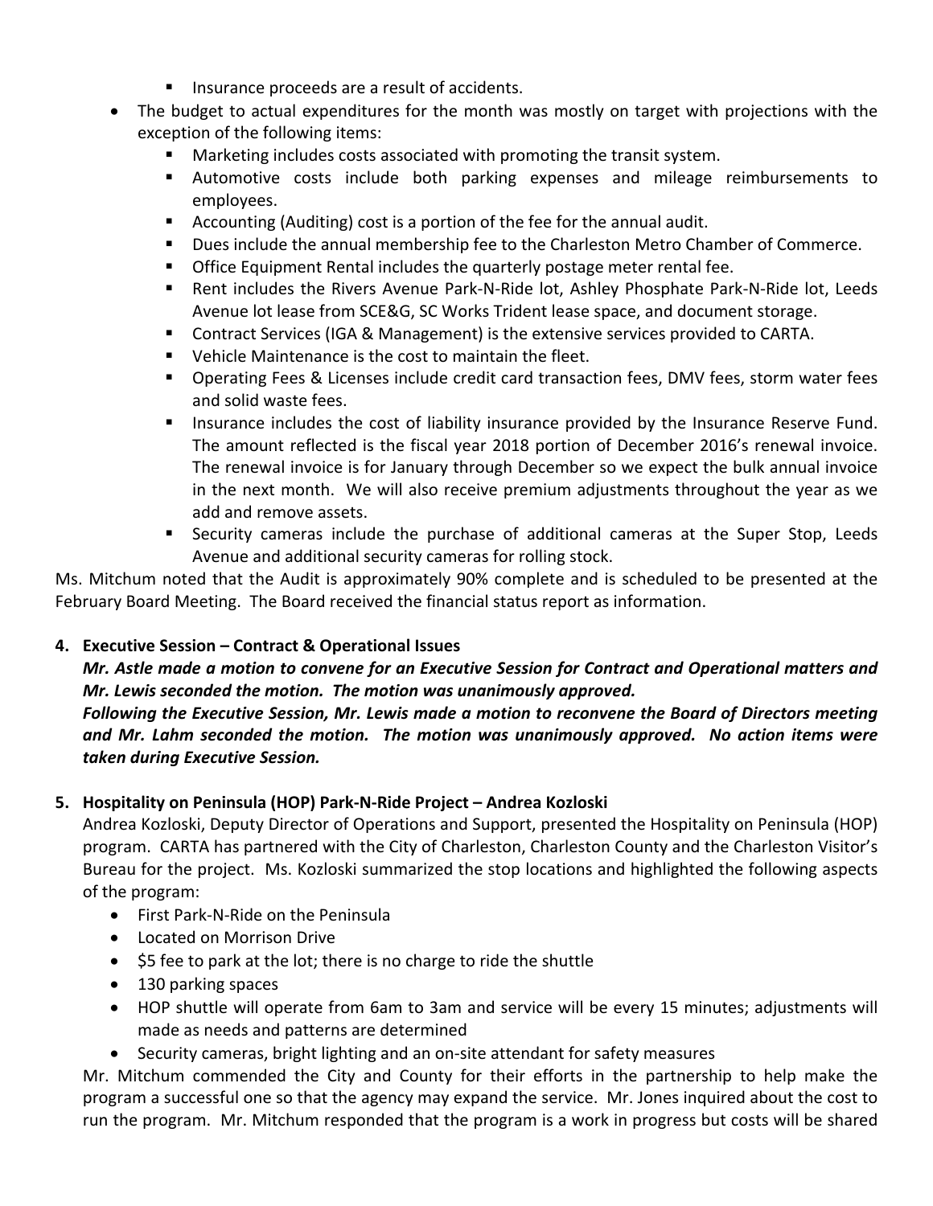- Insurance proceeds are a result of accidents.
- The budget to actual expenditures for the month was mostly on target with projections with the exception of the following items:
  - Marketing includes costs associated with promoting the transit system.
  - Automotive costs include both parking expenses and mileage reimbursements to employees.
  - Accounting (Auditing) cost is a portion of the fee for the annual audit.
  - Dues include the annual membership fee to the Charleston Metro Chamber of Commerce.
  - Office Equipment Rental includes the quarterly postage meter rental fee.
  - Rent includes the Rivers Avenue Park-N-Ride lot, Ashley Phosphate Park-N-Ride lot, Leeds Avenue lot lease from SCE&G, SC Works Trident lease space, and document storage.
  - Contract Services (IGA & Management) is the extensive services provided to CARTA.
  - Vehicle Maintenance is the cost to maintain the fleet.
  - Operating Fees & Licenses include credit card transaction fees, DMV fees, storm water fees and solid waste fees.
  - Insurance includes the cost of liability insurance provided by the Insurance Reserve Fund. The amount reflected is the fiscal year 2018 portion of December 2016's renewal invoice. The renewal invoice is for January through December so we expect the bulk annual invoice in the next month. We will also receive premium adjustments throughout the year as we add and remove assets.
  - Security cameras include the purchase of additional cameras at the Super Stop, Leeds Avenue and additional security cameras for rolling stock.

Ms. Mitchum noted that the Audit is approximately 90% complete and is scheduled to be presented at the February Board Meeting. The Board received the financial status report as information.

**4. Executive Session – Contract & Operational Issues**

***Mr. Astle made a motion to convene for an Executive Session for Contract and Operational matters and Mr. Lewis seconded the motion. The motion was unanimously approved.***

***Following the Executive Session, Mr. Lewis made a motion to reconvene the Board of Directors meeting and Mr. Lahm seconded the motion. The motion was unanimously approved. No action items were taken during Executive Session.***

**5. Hospitality on Peninsula (HOP) Park-N-Ride Project – Andrea Kozloski**

Andrea Kozloski, Deputy Director of Operations and Support, presented the Hospitality on Peninsula (HOP) program. CARTA has partnered with the City of Charleston, Charleston County and the Charleston Visitor's Bureau for the project. Ms. Kozloski summarized the stop locations and highlighted the following aspects of the program:

- First Park-N-Ride on the Peninsula
- Located on Morrison Drive
- $5 fee to park at the lot; there is no charge to ride the shuttle
- 130 parking spaces
- HOP shuttle will operate from 6am to 3am and service will be every 15 minutes; adjustments will made as needs and patterns are determined
- Security cameras, bright lighting and an on-site attendant for safety measures

Mr. Mitchum commended the City and County for their efforts in the partnership to help make the program a successful one so that the agency may expand the service. Mr. Jones inquired about the cost to run the program. Mr. Mitchum responded that the program is a work in progress but costs will be shared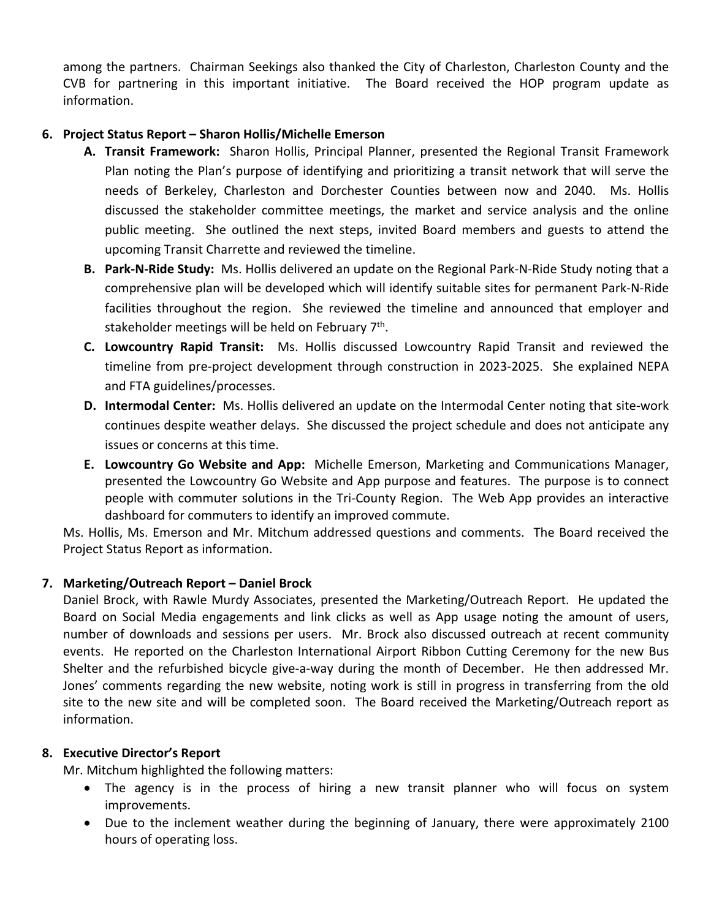among the partners. Chairman Seekings also thanked the City of Charleston, Charleston County and the CVB for partnering in this important initiative. The Board received the HOP program update as information.

6. **Project Status Report – Sharon Hollis/Michelle Emerson**
   - A. **Transit Framework:** Sharon Hollis, Principal Planner, presented the Regional Transit Framework Plan noting the Plan's purpose of identifying and prioritizing a transit network that will serve the needs of Berkeley, Charleston and Dorchester Counties between now and 2040. Ms. Hollis discussed the stakeholder committee meetings, the market and service analysis and the online public meeting. She outlined the next steps, invited Board members and guests to attend the upcoming Transit Charrette and reviewed the timeline.
   - B. **Park-N-Ride Study:** Ms. Hollis delivered an update on the Regional Park-N-Ride Study noting that a comprehensive plan will be developed which will identify suitable sites for permanent Park-N-Ride facilities throughout the region. She reviewed the timeline and announced that employer and stakeholder meetings will be held on February 7th.
   - C. **Lowcountry Rapid Transit:** Ms. Hollis discussed Lowcountry Rapid Transit and reviewed the timeline from pre-project development through construction in 2023-2025. She explained NEPA and FTA guidelines/processes.
   - D. **Intermodal Center:** Ms. Hollis delivered an update on the Intermodal Center noting that site-work continues despite weather delays. She discussed the project schedule and does not anticipate any issues or concerns at this time.
   - E. **Lowcountry Go Website and App:** Michelle Emerson, Marketing and Communications Manager, presented the Lowcountry Go Website and App purpose and features. The purpose is to connect people with commuter solutions in the Tri-County Region. The Web App provides an interactive dashboard for commuters to identify an improved commute.

   Ms. Hollis, Ms. Emerson and Mr. Mitchum addressed questions and comments. The Board received the Project Status Report as information.

7. **Marketing/Outreach Report – Daniel Brock**

   Daniel Brock, with Rawle Murdy Associates, presented the Marketing/Outreach Report. He updated the Board on Social Media engagements and link clicks as well as App usage noting the amount of users, number of downloads and sessions per users. Mr. Brock also discussed outreach at recent community events. He reported on the Charleston International Airport Ribbon Cutting Ceremony for the new Bus Shelter and the refurbished bicycle give-a-way during the month of December. He then addressed Mr. Jones' comments regarding the new website, noting work is still in progress in transferring from the old site to the new site and will be completed soon. The Board received the Marketing/Outreach report as information.

8. **Executive Director's Report**

   Mr. Mitchum highlighted the following matters:
   - The agency is in the process of hiring a new transit planner who will focus on system improvements.
   - Due to the inclement weather during the beginning of January, there were approximately 2100 hours of operating loss.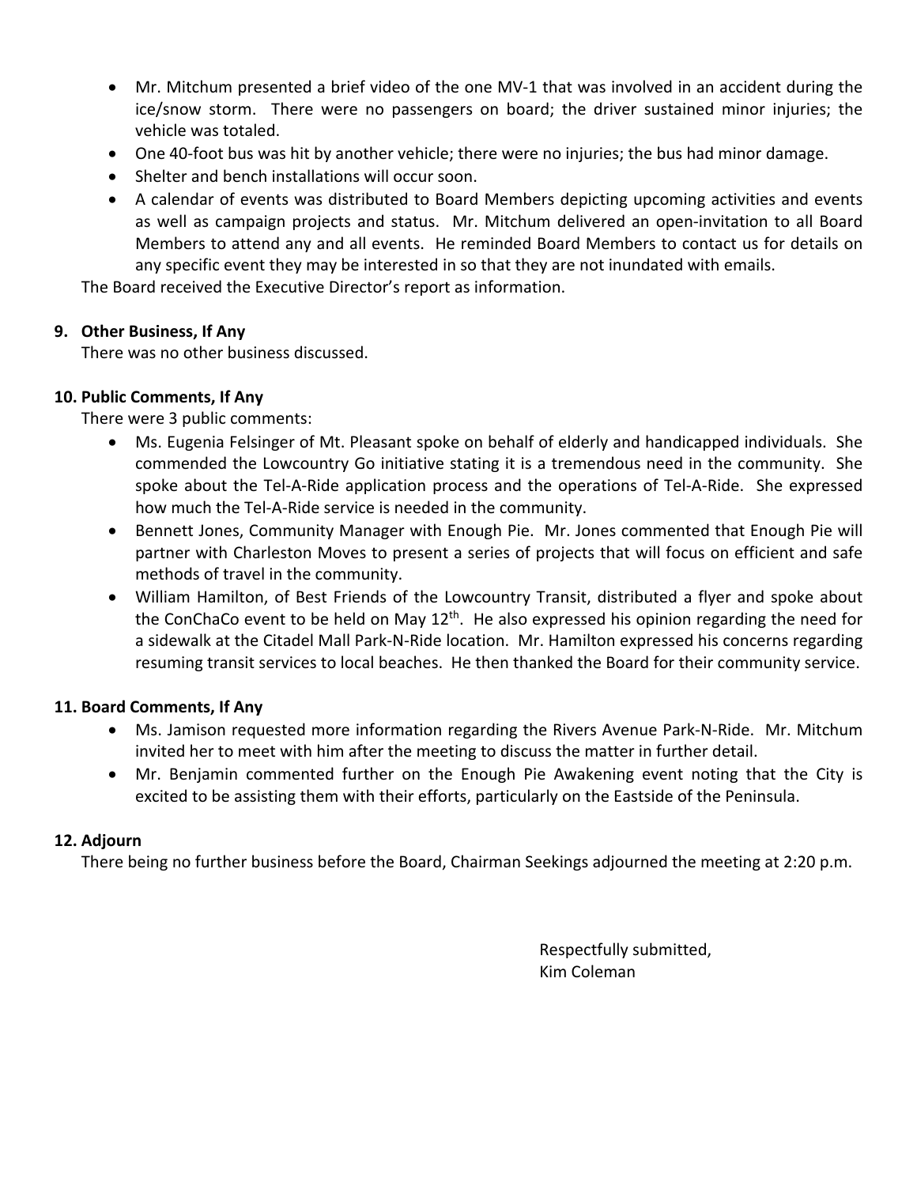- Mr. Mitchum presented a brief video of the one MV-1 that was involved in an accident during the ice/snow storm. There were no passengers on board; the driver sustained minor injuries; the vehicle was totaled.
- One 40-foot bus was hit by another vehicle; there were no injuries; the bus had minor damage.
- Shelter and bench installations will occur soon.
- A calendar of events was distributed to Board Members depicting upcoming activities and events as well as campaign projects and status. Mr. Mitchum delivered an open-invitation to all Board Members to attend any and all events. He reminded Board Members to contact us for details on any specific event they may be interested in so that they are not inundated with emails.

The Board received the Executive Director's report as information.

**9. Other Business, If Any**

There was no other business discussed.

**10. Public Comments, If Any**

There were 3 public comments:

- Ms. Eugenia Felsinger of Mt. Pleasant spoke on behalf of elderly and handicapped individuals. She commended the Lowcountry Go initiative stating it is a tremendous need in the community. She spoke about the Tel-A-Ride application process and the operations of Tel-A-Ride. She expressed how much the Tel-A-Ride service is needed in the community.
- Bennett Jones, Community Manager with Enough Pie. Mr. Jones commented that Enough Pie will partner with Charleston Moves to present a series of projects that will focus on efficient and safe methods of travel in the community.
- William Hamilton, of Best Friends of the Lowcountry Transit, distributed a flyer and spoke about the ConChaCo event to be held on May 12th. He also expressed his opinion regarding the need for a sidewalk at the Citadel Mall Park-N-Ride location. Mr. Hamilton expressed his concerns regarding resuming transit services to local beaches. He then thanked the Board for their community service.

**11. Board Comments, If Any**

- Ms. Jamison requested more information regarding the Rivers Avenue Park-N-Ride. Mr. Mitchum invited her to meet with him after the meeting to discuss the matter in further detail.
- Mr. Benjamin commented further on the Enough Pie Awakening event noting that the City is excited to be assisting them with their efforts, particularly on the Eastside of the Peninsula.

**12. Adjourn**

There being no further business before the Board, Chairman Seekings adjourned the meeting at 2:20 p.m.

Respectfully submitted,
Kim Coleman